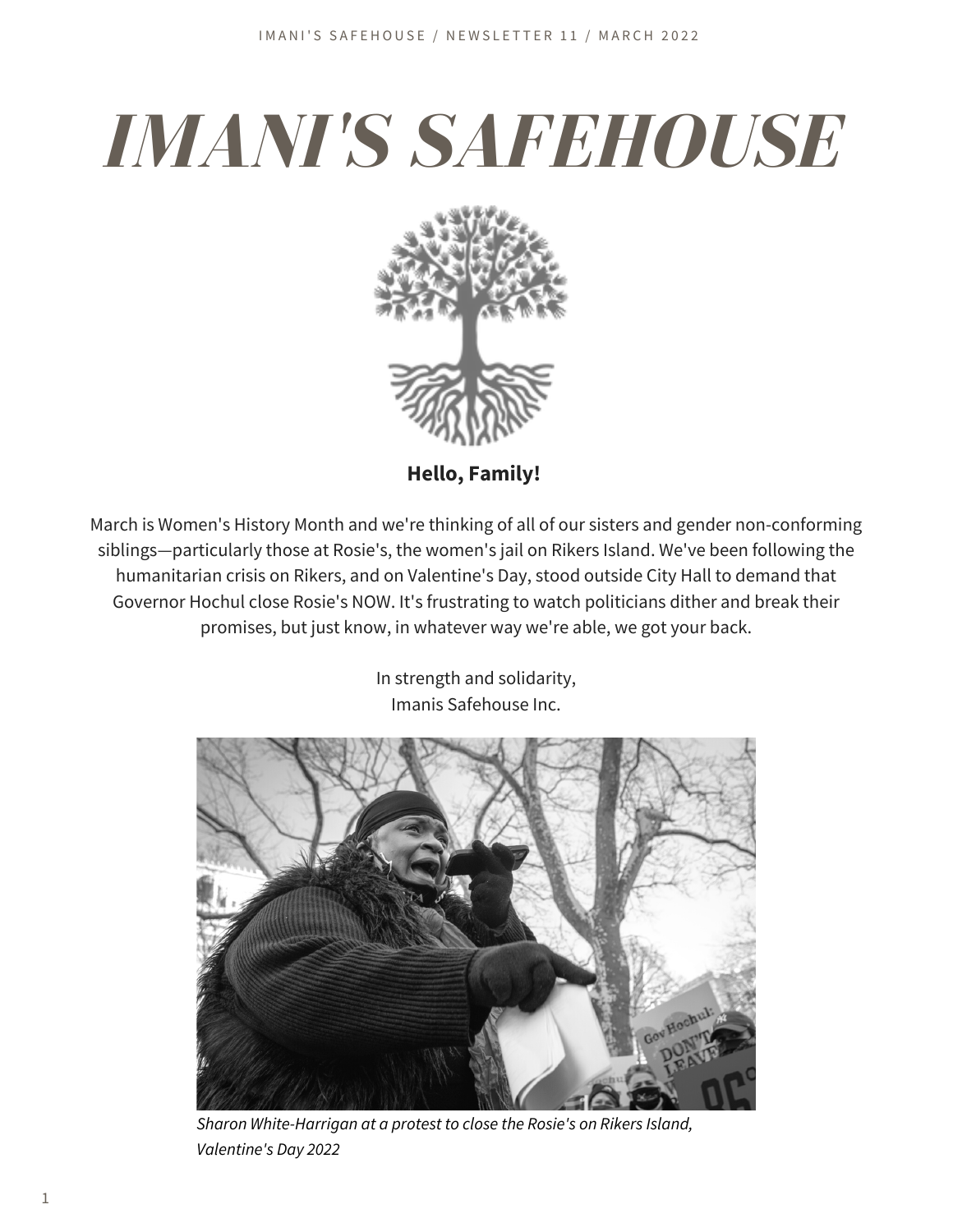# IMANI'S SAFEHOUSE

**Hello, Family!**

March is Women's History Month and we're thinking of all of our sisters and gender non-conforming siblings—particularly those at Rosie's, the women's jail on Rikers Island. We've been following the humanitarian crisis on Rikers, and on Valentine's Day, stood outside City Hall to demand that Governor Hochul close Rosie's NOW. It's frustrating to watch politicians dither and break their promises, but just know, in whatever way we're able, we got your back.

In strength and solidarity,
Imanis Safehouse Inc.

*Sharon White-Harrigan at a protest to close the Rosie's on Rikers Island, Valentine's Day 2022*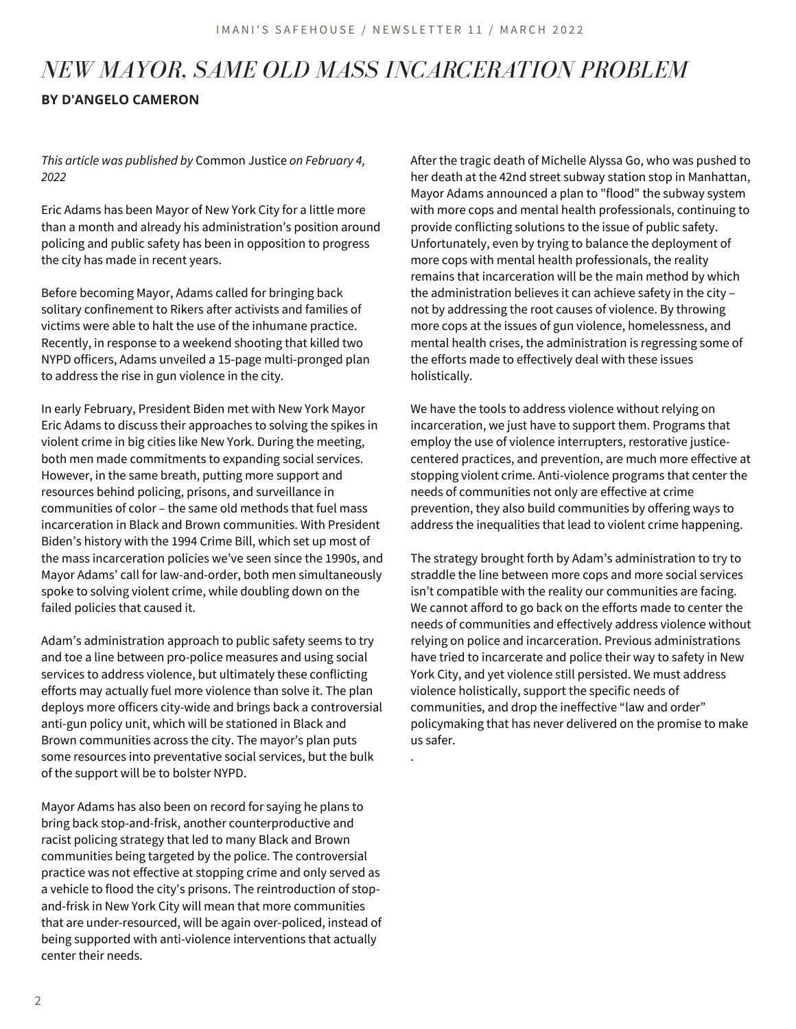# *NEW MAYOR, SAME OLD MASS INCARCERATION PROBLEM*

**BY D'ANGELO CAMERON**

*This article was published by* Common Justice *on February 4, 2022*

Eric Adams has been Mayor of New York City for a little more than a month and already his administration's position around policing and public safety has been in opposition to progress the city has made in recent years.

Before becoming Mayor, Adams called for bringing back solitary confinement to Rikers after activists and families of victims were able to halt the use of the inhumane practice. Recently, in response to a weekend shooting that killed two NYPD officers, Adams unveiled a 15-page multi-pronged plan to address the rise in gun violence in the city.

In early February, President Biden met with New York Mayor Eric Adams to discuss their approaches to solving the spikes in violent crime in big cities like New York. During the meeting, both men made commitments to expanding social services. However, in the same breath, putting more support and resources behind policing, prisons, and surveillance in communities of color – the same old methods that fuel mass incarceration in Black and Brown communities. With President Biden's history with the 1994 Crime Bill, which set up most of the mass incarceration policies we've seen since the 1990s, and Mayor Adams' call for law-and-order, both men simultaneously spoke to solving violent crime, while doubling down on the failed policies that caused it.

Adam's administration approach to public safety seems to try and toe a line between pro-police measures and using social services to address violence, but ultimately these conflicting efforts may actually fuel more violence than solve it. The plan deploys more officers city-wide and brings back a controversial anti-gun policy unit, which will be stationed in Black and Brown communities across the city. The mayor's plan puts some resources into preventative social services, but the bulk of the support will be to bolster NYPD.

Mayor Adams has also been on record for saying he plans to bring back stop-and-frisk, another counterproductive and racist policing strategy that led to many Black and Brown communities being targeted by the police. The controversial practice was not effective at stopping crime and only served as a vehicle to flood the city's prisons. The reintroduction of stop-and-frisk in New York City will mean that more communities that are under-resourced, will be again over-policed, instead of being supported with anti-violence interventions that actually center their needs.

After the tragic death of Michelle Alyssa Go, who was pushed to her death at the 42nd street subway station stop in Manhattan, Mayor Adams announced a plan to "flood" the subway system with more cops and mental health professionals, continuing to provide conflicting solutions to the issue of public safety. Unfortunately, even by trying to balance the deployment of more cops with mental health professionals, the reality remains that incarceration will be the main method by which the administration believes it can achieve safety in the city – not by addressing the root causes of violence. By throwing more cops at the issues of gun violence, homelessness, and mental health crises, the administration is regressing some of the efforts made to effectively deal with these issues holistically.

We have the tools to address violence without relying on incarceration, we just have to support them. Programs that employ the use of violence interrupters, restorative justice-centered practices, and prevention, are much more effective at stopping violent crime. Anti-violence programs that center the needs of communities not only are effective at crime prevention, they also build communities by offering ways to address the inequalities that lead to violent crime happening.

The strategy brought forth by Adam's administration to try to straddle the line between more cops and more social services isn't compatible with the reality our communities are facing. We cannot afford to go back on the efforts made to center the needs of communities and effectively address violence without relying on police and incarceration. Previous administrations have tried to incarcerate and police their way to safety in New York City, and yet violence still persisted. We must address violence holistically, support the specific needs of communities, and drop the ineffective "law and order" policymaking that has never delivered on the promise to make us safer.

.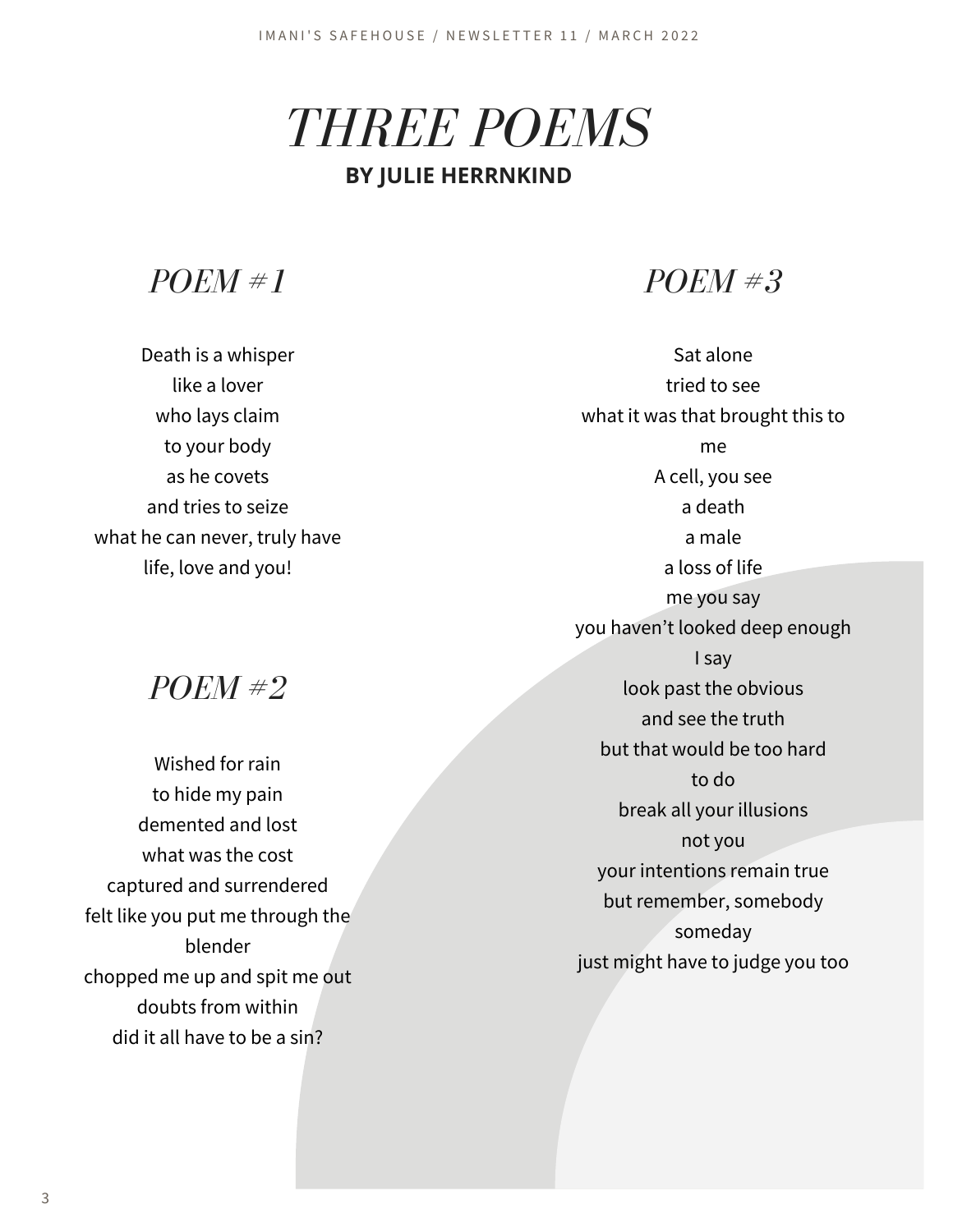# *THREE POEMS*

**BY JULIE HERRNKIND**

## *POEM #1*

Death is a whisper  
like a lover  
who lays claim  
to your body  
as he covets  
and tries to seize  
what he can never, truly have  
life, love and you!

## *POEM #2*

Wished for rain  
to hide my pain  
demented and lost  
what was the cost  
captured and surrendered  
felt like you put me through the blender  
chopped me up and spit me out  
doubts from within  
did it all have to be a sin?

## *POEM #3*

Sat alone  
tried to see  
what it was that brought this to me  
A cell, you see  
a death  
a male  
a loss of life  
me you say  
you haven't looked deep enough  
I say  
look past the obvious  
and see the truth  
but that would be too hard  
to do  
break all your illusions  
not you  
your intentions remain true  
but remember, somebody  
someday  
just might have to judge you too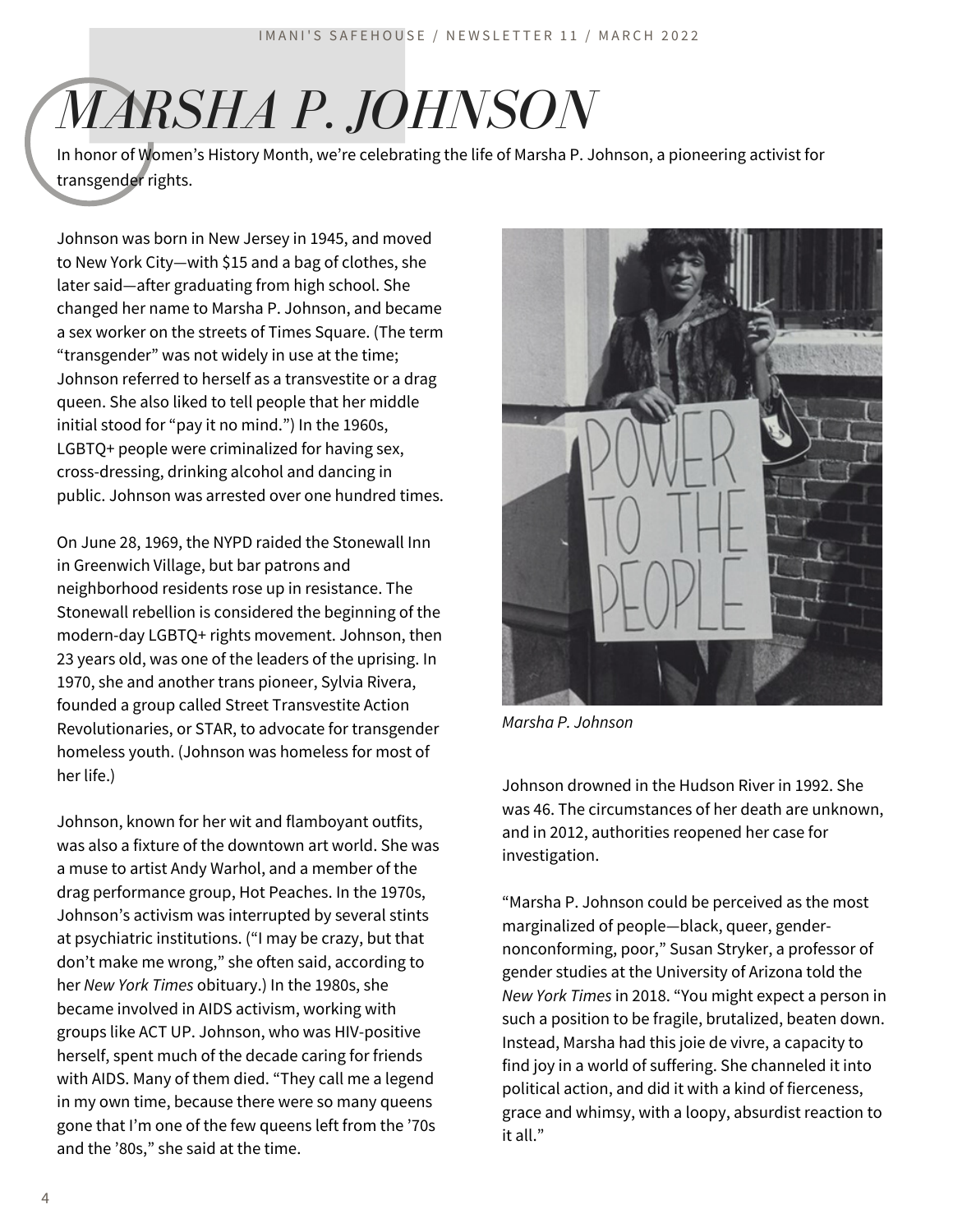# MARSHA P. JOHNSON

In honor of Women's History Month, we're celebrating the life of Marsha P. Johnson, a pioneering activist for transgender rights.

Johnson was born in New Jersey in 1945, and moved to New York City—with $15 and a bag of clothes, she later said—after graduating from high school. She changed her name to Marsha P. Johnson, and became a sex worker on the streets of Times Square. (The term "transgender" was not widely in use at the time; Johnson referred to herself as a transvestite or a drag queen. She also liked to tell people that her middle initial stood for "pay it no mind.") In the 1960s, LGBTQ+ people were criminalized for having sex, cross-dressing, drinking alcohol and dancing in public. Johnson was arrested over one hundred times.

On June 28, 1969, the NYPD raided the Stonewall Inn in Greenwich Village, but bar patrons and neighborhood residents rose up in resistance. The Stonewall rebellion is considered the beginning of the modern-day LGBTQ+ rights movement. Johnson, then 23 years old, was one of the leaders of the uprising. In 1970, she and another trans pioneer, Sylvia Rivera, founded a group called Street Transvestite Action Revolutionaries, or STAR, to advocate for transgender homeless youth. (Johnson was homeless for most of her life.)

Johnson, known for her wit and flamboyant outfits, was also a fixture of the downtown art world. She was a muse to artist Andy Warhol, and a member of the drag performance group, Hot Peaches. In the 1970s, Johnson's activism was interrupted by several stints at psychiatric institutions. ("I may be crazy, but that don't make me wrong," she often said, according to her *New York Times* obituary.) In the 1980s, she became involved in AIDS activism, working with groups like ACT UP. Johnson, who was HIV-positive herself, spent much of the decade caring for friends with AIDS. Many of them died. "They call me a legend in my own time, because there were so many queens gone that I'm one of the few queens left from the '70s and the '80s," she said at the time.

*Marsha P. Johnson*

Johnson drowned in the Hudson River in 1992. She was 46. The circumstances of her death are unknown, and in 2012, authorities reopened her case for investigation.

"Marsha P. Johnson could be perceived as the most marginalized of people—black, queer, gender-nonconforming, poor," Susan Stryker, a professor of gender studies at the University of Arizona told the *New York Times* in 2018. "You might expect a person in such a position to be fragile, brutalized, beaten down. Instead, Marsha had this joie de vivre, a capacity to find joy in a world of suffering. She channeled it into political action, and did it with a kind of fierceness, grace and whimsy, with a loopy, absurdist reaction to it all."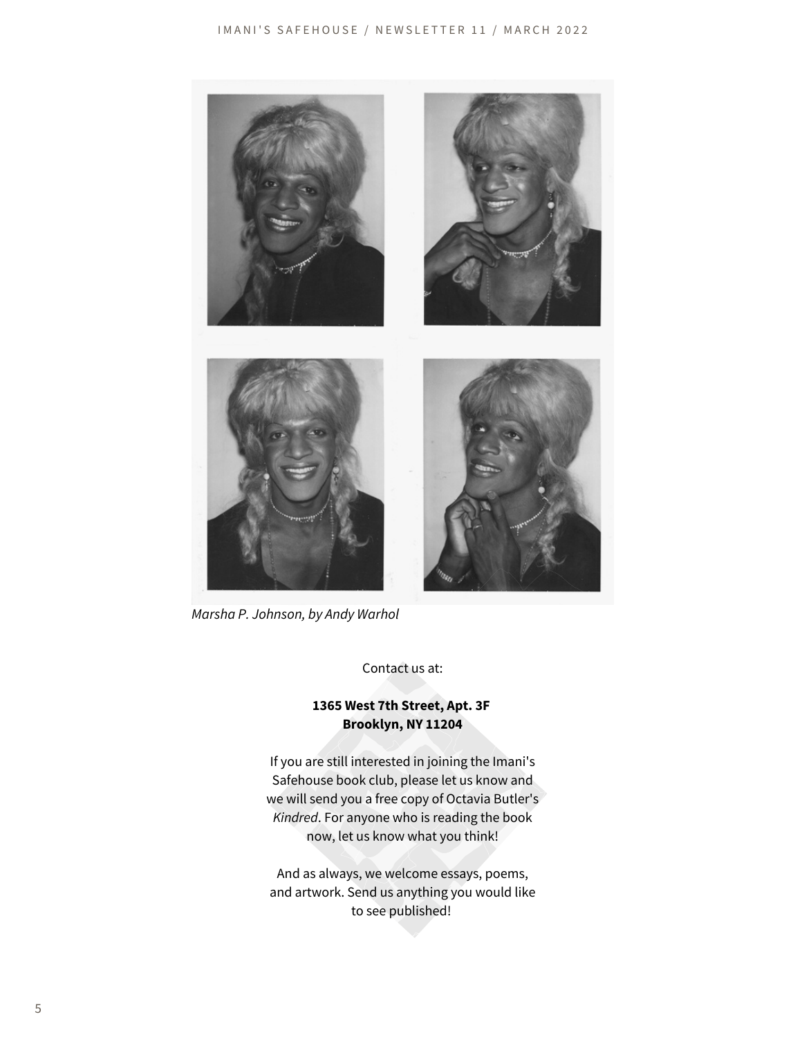*Marsha P. Johnson, by Andy Warhol*

Contact us at:

**1365 West 7th Street, Apt. 3F**
**Brooklyn, NY 11204**

If you are still interested in joining the Imani's Safehouse book club, please let us know and we will send you a free copy of Octavia Butler's *Kindred*. For anyone who is reading the book now, let us know what you think!

And as always, we welcome essays, poems, and artwork. Send us anything you would like to see published!